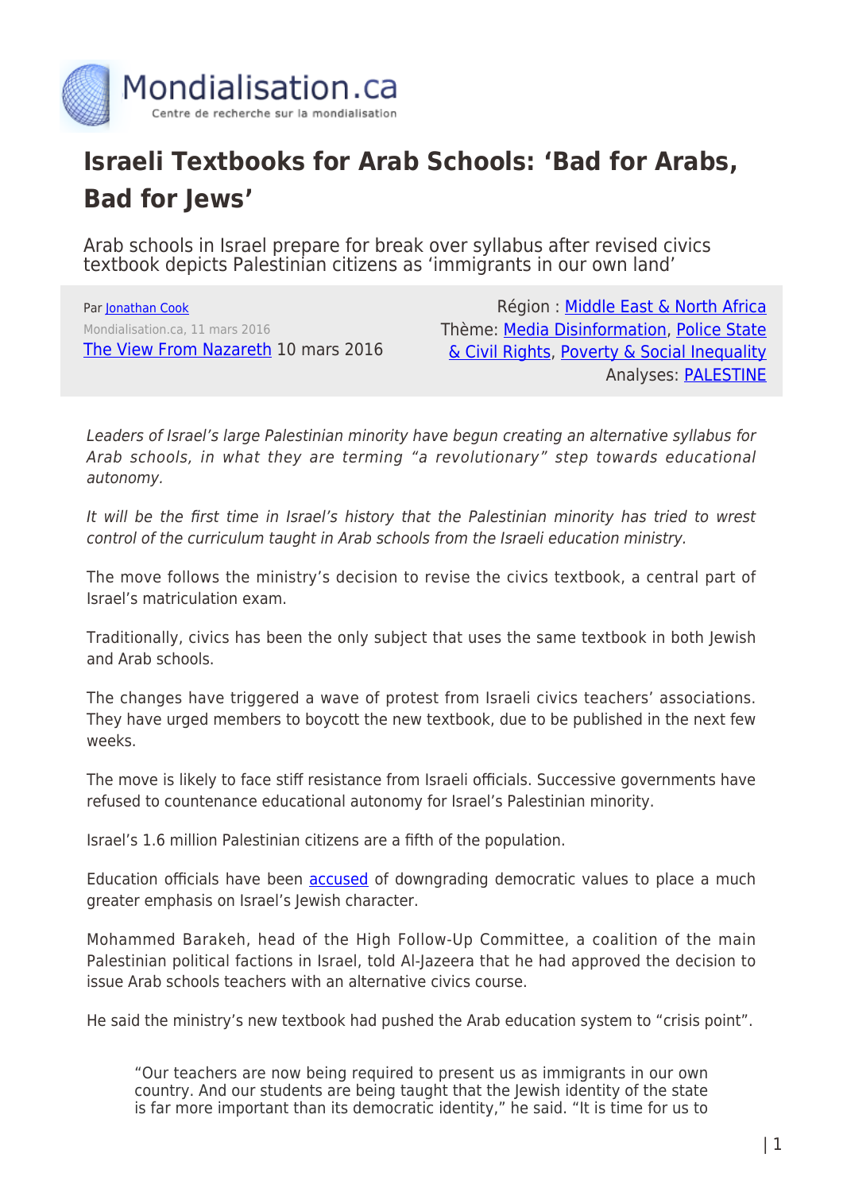Mondialisation.ca

Centre de recherche sur la mondialisation

# Israeli Textbooks for Arab Schools: 'Bad for Arabs, Bad for Jews'

Arab schools in Israel prepare for break over syllabus after revised civics textbook depicts Palestinian citizens as 'immigrants in our own land'

Par Jonathan Cook

Mondialisation.ca, 11 mars 2016

The View From Nazareth 10 mars 2016

Région : Middle East & North Africa

Thème: Media Disinformation, Police State & Civil Rights, Poverty & Social Inequality

Analyses: PALESTINE

*Leaders of Israel's large Palestinian minority have begun creating an alternative syllabus for Arab schools, in what they are terming "a revolutionary" step towards educational autonomy.*

*It will be the first time in Israel's history that the Palestinian minority has tried to wrest control of the curriculum taught in Arab schools from the Israeli education ministry.*

The move follows the ministry's decision to revise the civics textbook, a central part of Israel's matriculation exam.

Traditionally, civics has been the only subject that uses the same textbook in both Jewish and Arab schools.

The changes have triggered a wave of protest from Israeli civics teachers' associations. They have urged members to boycott the new textbook, due to be published in the next few weeks.

The move is likely to face stiff resistance from Israeli officials. Successive governments have refused to countenance educational autonomy for Israel's Palestinian minority.

Israel's 1.6 million Palestinian citizens are a fifth of the population.

Education officials have been accused of downgrading democratic values to place a much greater emphasis on Israel's Jewish character.

Mohammed Barakeh, head of the High Follow-Up Committee, a coalition of the main Palestinian political factions in Israel, told Al-Jazeera that he had approved the decision to issue Arab schools teachers with an alternative civics course.

He said the ministry's new textbook had pushed the Arab education system to "crisis point".

> "Our teachers are now being required to present us as immigrants in our own country. And our students are being taught that the Jewish identity of the state is far more important than its democratic identity," he said. "It is time for us to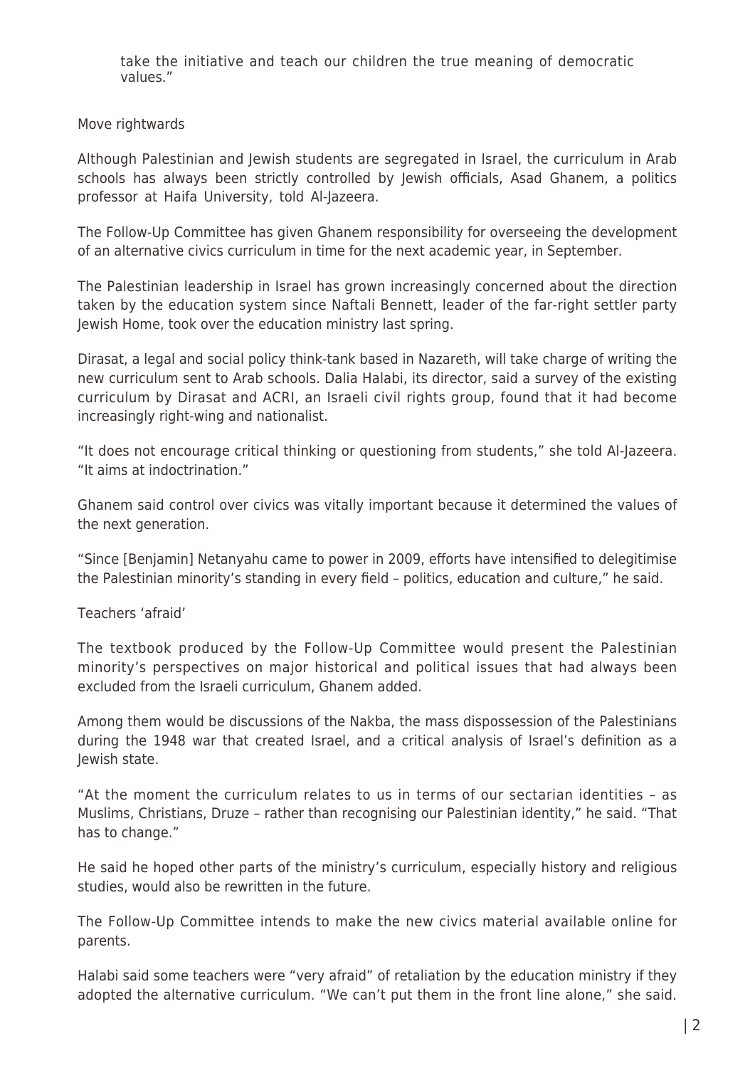take the initiative and teach our children the true meaning of democratic values."

## Move rightwards

Although Palestinian and Jewish students are segregated in Israel, the curriculum in Arab schools has always been strictly controlled by Jewish officials, Asad Ghanem, a politics professor at Haifa University, told Al-Jazeera.

The Follow-Up Committee has given Ghanem responsibility for overseeing the development of an alternative civics curriculum in time for the next academic year, in September.

The Palestinian leadership in Israel has grown increasingly concerned about the direction taken by the education system since Naftali Bennett, leader of the far-right settler party Jewish Home, took over the education ministry last spring.

Dirasat, a legal and social policy think-tank based in Nazareth, will take charge of writing the new curriculum sent to Arab schools. Dalia Halabi, its director, said a survey of the existing curriculum by Dirasat and ACRI, an Israeli civil rights group, found that it had become increasingly right-wing and nationalist.

"It does not encourage critical thinking or questioning from students," she told Al-Jazeera. "It aims at indoctrination."

Ghanem said control over civics was vitally important because it determined the values of the next generation.

"Since [Benjamin] Netanyahu came to power in 2009, efforts have intensified to delegitimise the Palestinian minority's standing in every field – politics, education and culture," he said.

## Teachers 'afraid'

The textbook produced by the Follow-Up Committee would present the Palestinian minority's perspectives on major historical and political issues that had always been excluded from the Israeli curriculum, Ghanem added.

Among them would be discussions of the Nakba, the mass dispossession of the Palestinians during the 1948 war that created Israel, and a critical analysis of Israel's definition as a Jewish state.

"At the moment the curriculum relates to us in terms of our sectarian identities – as Muslims, Christians, Druze – rather than recognising our Palestinian identity," he said. "That has to change."

He said he hoped other parts of the ministry's curriculum, especially history and religious studies, would also be rewritten in the future.

The Follow-Up Committee intends to make the new civics material available online for parents.

Halabi said some teachers were "very afraid" of retaliation by the education ministry if they adopted the alternative curriculum. "We can't put them in the front line alone," she said.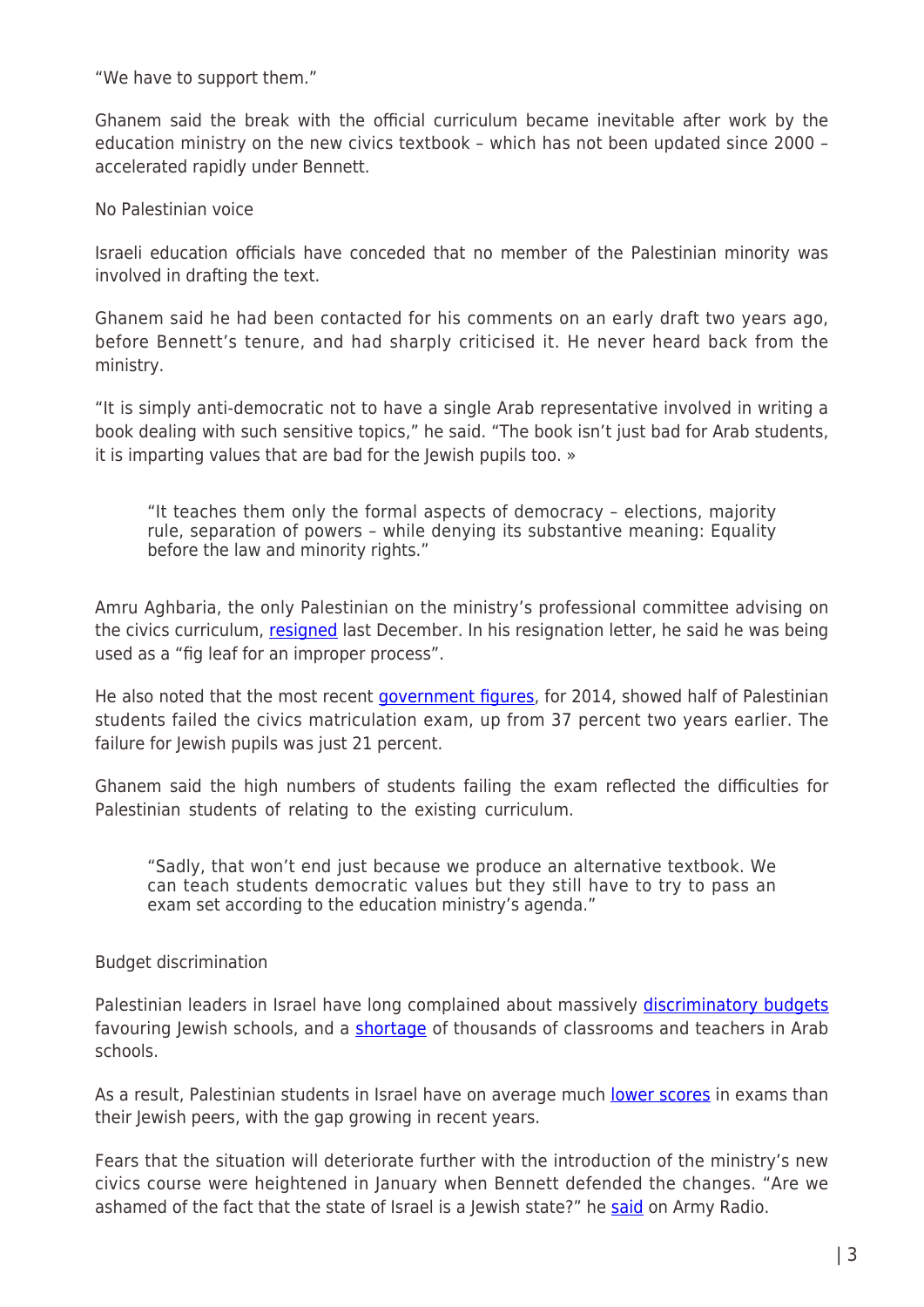"We have to support them."

Ghanem said the break with the official curriculum became inevitable after work by the education ministry on the new civics textbook – which has not been updated since 2000 – accelerated rapidly under Bennett.

## No Palestinian voice

Israeli education officials have conceded that no member of the Palestinian minority was involved in drafting the text.

Ghanem said he had been contacted for his comments on an early draft two years ago, before Bennett's tenure, and had sharply criticised it. He never heard back from the ministry.

"It is simply anti-democratic not to have a single Arab representative involved in writing a book dealing with such sensitive topics," he said. "The book isn't just bad for Arab students, it is imparting values that are bad for the Jewish pupils too. »

> "It teaches them only the formal aspects of democracy – elections, majority rule, separation of powers – while denying its substantive meaning: Equality before the law and minority rights."

Amru Aghbaria, the only Palestinian on the ministry's professional committee advising on the civics curriculum, resigned last December. In his resignation letter, he said he was being used as a "fig leaf for an improper process".

He also noted that the most recent government figures, for 2014, showed half of Palestinian students failed the civics matriculation exam, up from 37 percent two years earlier. The failure for Jewish pupils was just 21 percent.

Ghanem said the high numbers of students failing the exam reflected the difficulties for Palestinian students of relating to the existing curriculum.

> "Sadly, that won't end just because we produce an alternative textbook. We can teach students democratic values but they still have to try to pass an exam set according to the education ministry's agenda."

## Budget discrimination

Palestinian leaders in Israel have long complained about massively discriminatory budgets favouring Jewish schools, and a shortage of thousands of classrooms and teachers in Arab schools.

As a result, Palestinian students in Israel have on average much lower scores in exams than their Jewish peers, with the gap growing in recent years.

Fears that the situation will deteriorate further with the introduction of the ministry's new civics course were heightened in January when Bennett defended the changes. "Are we ashamed of the fact that the state of Israel is a Jewish state?" he said on Army Radio.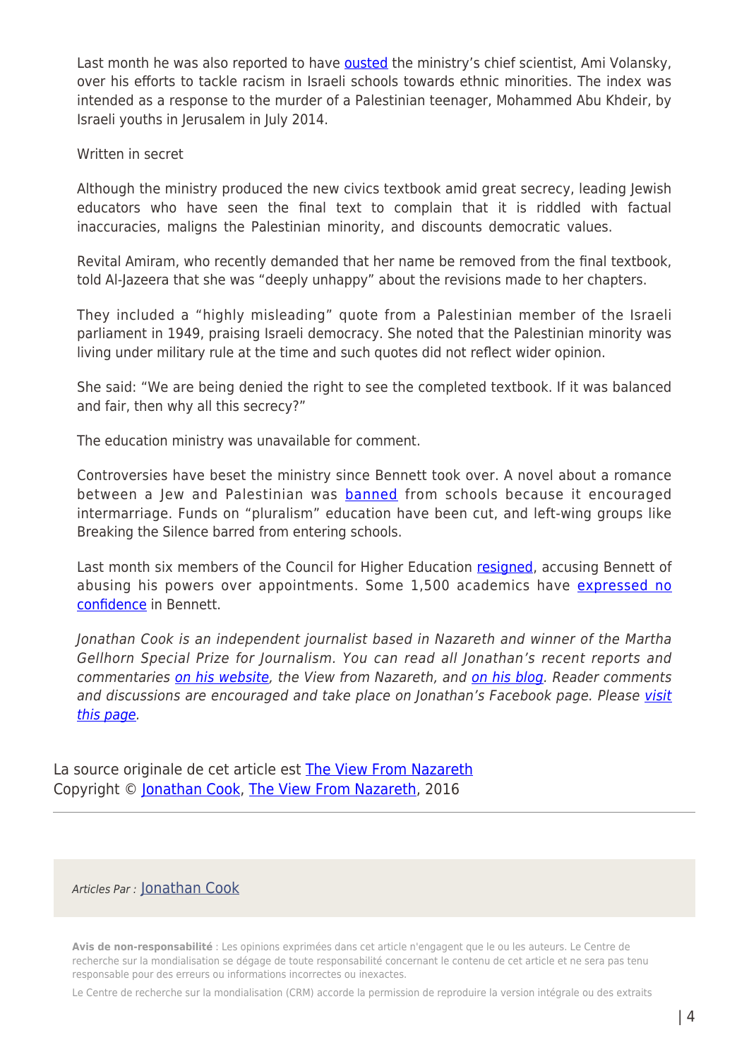Last month he was also reported to have ousted the ministry's chief scientist, Ami Volansky, over his efforts to tackle racism in Israeli schools towards ethnic minorities. The index was intended as a response to the murder of a Palestinian teenager, Mohammed Abu Khdeir, by Israeli youths in Jerusalem in July 2014.

Written in secret

Although the ministry produced the new civics textbook amid great secrecy, leading Jewish educators who have seen the final text to complain that it is riddled with factual inaccuracies, maligns the Palestinian minority, and discounts democratic values.

Revital Amiram, who recently demanded that her name be removed from the final textbook, told Al-Jazeera that she was "deeply unhappy" about the revisions made to her chapters.

They included a "highly misleading" quote from a Palestinian member of the Israeli parliament in 1949, praising Israeli democracy. She noted that the Palestinian minority was living under military rule at the time and such quotes did not reflect wider opinion.

She said: "We are being denied the right to see the completed textbook. If it was balanced and fair, then why all this secrecy?"

The education ministry was unavailable for comment.

Controversies have beset the ministry since Bennett took over. A novel about a romance between a Jew and Palestinian was banned from schools because it encouraged intermarriage. Funds on "pluralism" education have been cut, and left-wing groups like Breaking the Silence barred from entering schools.

Last month six members of the Council for Higher Education resigned, accusing Bennett of abusing his powers over appointments. Some 1,500 academics have expressed no confidence in Bennett.

*Jonathan Cook is an independent journalist based in Nazareth and winner of the Martha Gellhorn Special Prize for Journalism. You can read all Jonathan's recent reports and commentaries on his website, the View from Nazareth, and on his blog. Reader comments and discussions are encouraged and take place on Jonathan's Facebook page. Please visit this page.*

La source originale de cet article est The View From Nazareth
Copyright © Jonathan Cook, The View From Nazareth, 2016

*Articles Par :* Jonathan Cook

**Avis de non-responsabilité** : Les opinions exprimées dans cet article n'engagent que le ou les auteurs. Le Centre de recherche sur la mondialisation se dégage de toute responsabilité concernant le contenu de cet article et ne sera pas tenu responsable pour des erreurs ou informations incorrectes ou inexactes.

Le Centre de recherche sur la mondialisation (CRM) accorde la permission de reproduire la version intégrale ou des extraits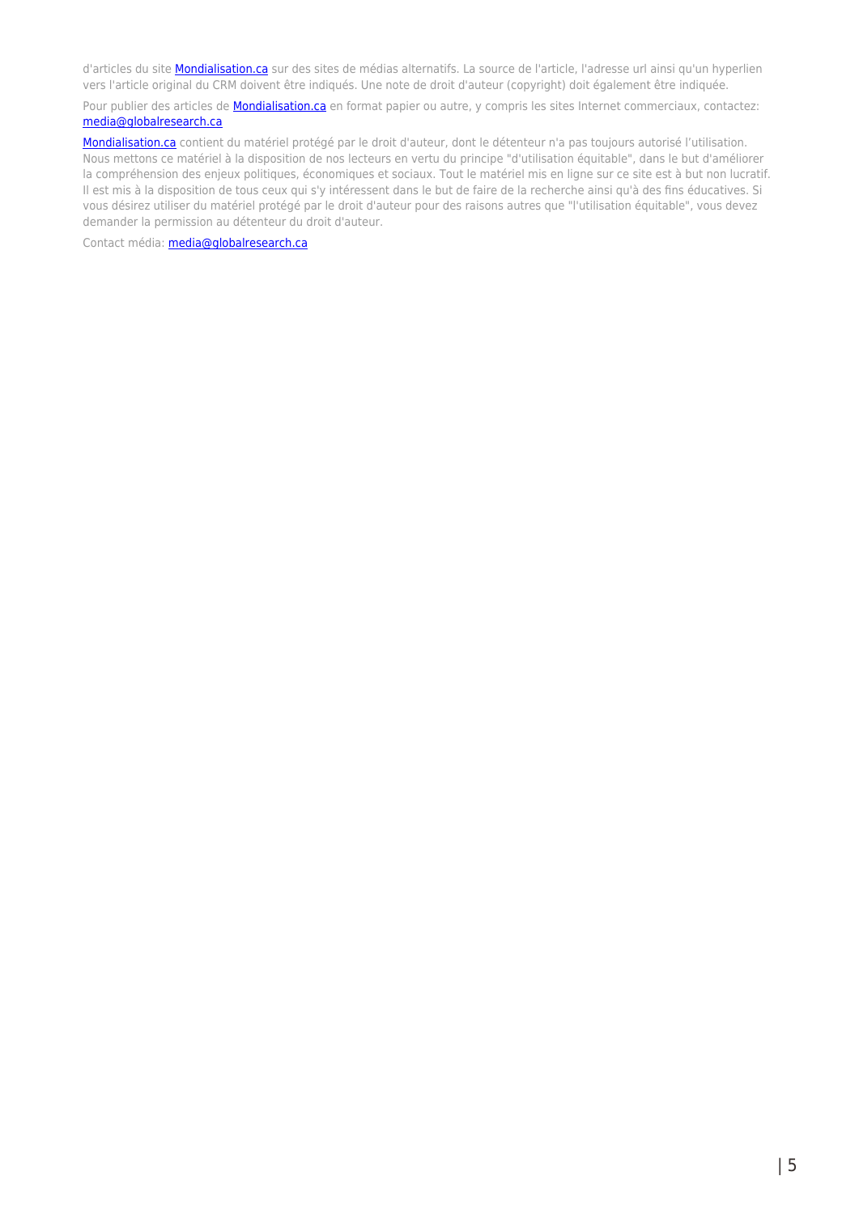d'articles du site Mondialisation.ca sur des sites de médias alternatifs. La source de l'article, l'adresse url ainsi qu'un hyperlien vers l'article original du CRM doivent être indiqués. Une note de droit d'auteur (copyright) doit également être indiquée.

Pour publier des articles de Mondialisation.ca en format papier ou autre, y compris les sites Internet commerciaux, contactez: media@globalresearch.ca

Mondialisation.ca contient du matériel protégé par le droit d'auteur, dont le détenteur n'a pas toujours autorisé l'utilisation. Nous mettons ce matériel à la disposition de nos lecteurs en vertu du principe "d'utilisation équitable", dans le but d'améliorer la compréhension des enjeux politiques, économiques et sociaux. Tout le matériel mis en ligne sur ce site est à but non lucratif. Il est mis à la disposition de tous ceux qui s'y intéressent dans le but de faire de la recherche ainsi qu'à des fins éducatives. Si vous désirez utiliser du matériel protégé par le droit d'auteur pour des raisons autres que "l'utilisation équitable", vous devez demander la permission au détenteur du droit d'auteur.

Contact média: media@globalresearch.ca